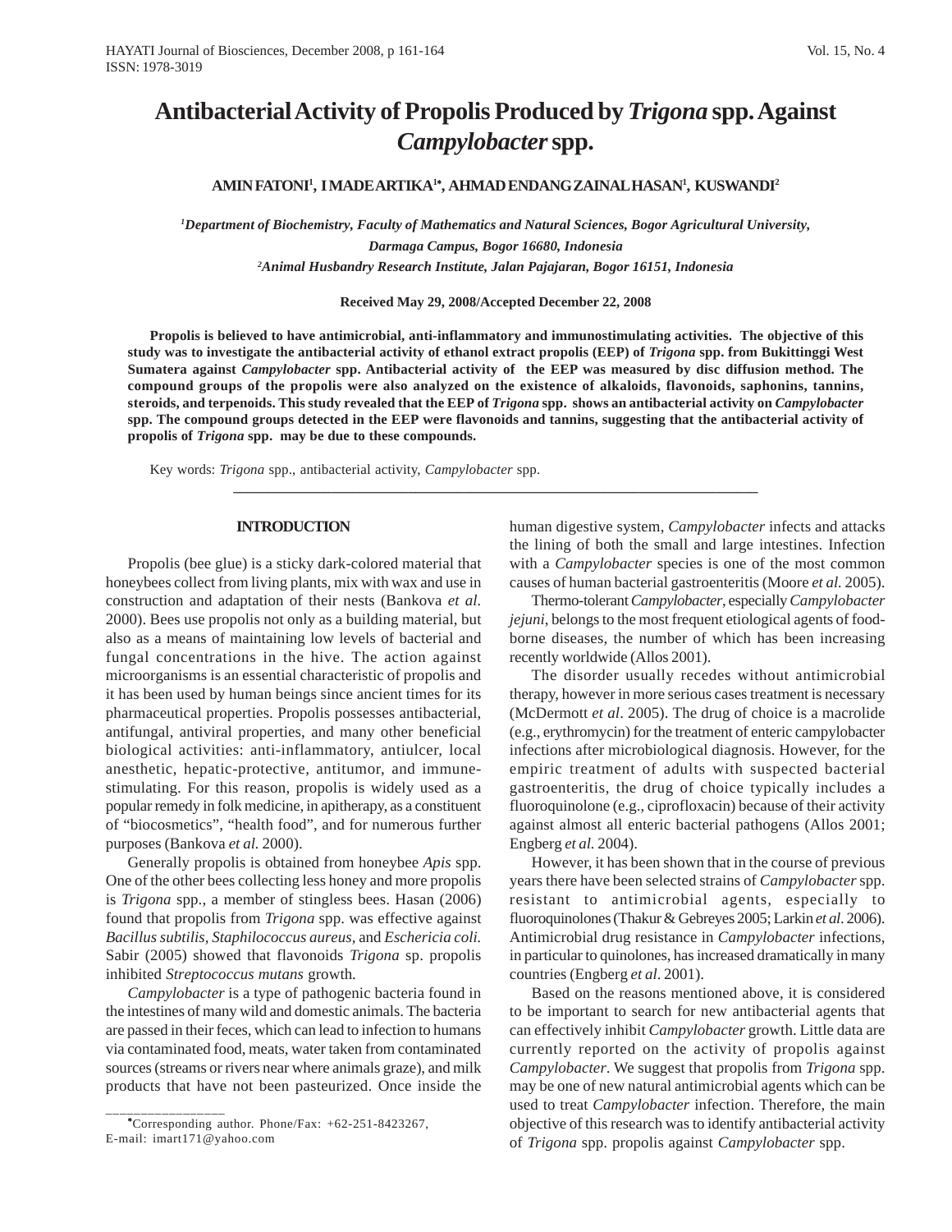# Antibacterial Activity of Propolis Produced by *Trigona* spp. Against *Campylobacter* spp.

**AMIN FATONI[1], I MADE ARTIKA[1*], AHMAD ENDANG ZAINAL HASAN[1], KUSWANDI[2]**

*[1]Department of Biochemistry, Faculty of Mathematics and Natural Sciences, Bogor Agricultural University, Darmaga Campus, Bogor 16680, Indonesia*

*[2]Animal Husbandry Research Institute, Jalan Pajajaran, Bogor 16151, Indonesia*

**Received May 29, 2008/Accepted December 22, 2008**

**Propolis is believed to have antimicrobial, anti-inflammatory and immunostimulating activities. The objective of this study was to investigate the antibacterial activity of ethanol extract propolis (EEP) of *Trigona* spp. from Bukittinggi West Sumatera against *Campylobacter* spp. Antibacterial activity of the EEP was measured by disc diffusion method. The compound groups of the propolis were also analyzed on the existence of alkaloids, flavonoids, saphonins, tannins, steroids, and terpenoids. This study revealed that the EEP of *Trigona* spp. shows an antibacterial activity on *Campylobacter* spp. The compound groups detected in the EEP were flavonoids and tannins, suggesting that the antibacterial activity of propolis of *Trigona* spp. may be due to these compounds.**

Key words: *Trigona* spp., antibacterial activity, *Campylobacter* spp.

---

## INTRODUCTION

Propolis (bee glue) is a sticky dark-colored material that honeybees collect from living plants, mix with wax and use in construction and adaptation of their nests (Bankova *et al.* 2000). Bees use propolis not only as a building material, but also as a means of maintaining low levels of bacterial and fungal concentrations in the hive. The action against microorganisms is an essential characteristic of propolis and it has been used by human beings since ancient times for its pharmaceutical properties. Propolis possesses antibacterial, antifungal, antiviral properties, and many other beneficial biological activities: anti-inflammatory, antiulcer, local anesthetic, hepatic-protective, antitumor, and immune-stimulating. For this reason, propolis is widely used as a popular remedy in folk medicine, in apitherapy, as a constituent of "biocosmetics", "health food", and for numerous further purposes (Bankova *et al.* 2000).

Generally propolis is obtained from honeybee *Apis* spp. One of the other bees collecting less honey and more propolis is *Trigona* spp., a member of stingless bees. Hasan (2006) found that propolis from *Trigona* spp. was effective against *Bacillus subtilis*, *Staphilococcus aureus*, and *Eschericia coli.* Sabir (2005) showed that flavonoids *Trigona* sp. propolis inhibited *Streptococcus mutans* growth.

*Campylobacter* is a type of pathogenic bacteria found in the intestines of many wild and domestic animals. The bacteria are passed in their feces, which can lead to infection to humans via contaminated food, meats, water taken from contaminated sources (streams or rivers near where animals graze), and milk products that have not been pasteurized. Once inside the human digestive system, *Campylobacter* infects and attacks the lining of both the small and large intestines. Infection with a *Campylobacter* species is one of the most common causes of human bacterial gastroenteritis (Moore *et al.* 2005).

Thermo-tolerant *Campylobacter*, especially *Campylobacter jejuni*, belongs to the most frequent etiological agents of food-borne diseases, the number of which has been increasing recently worldwide (Allos 2001).

The disorder usually recedes without antimicrobial therapy, however in more serious cases treatment is necessary (McDermott *et al*. 2005). The drug of choice is a macrolide (e.g., erythromycin) for the treatment of enteric campylobacter infections after microbiological diagnosis. However, for the empiric treatment of adults with suspected bacterial gastroenteritis, the drug of choice typically includes a fluoroquinolone (e.g., ciprofloxacin) because of their activity against almost all enteric bacterial pathogens (Allos 2001; Engberg *et al.* 2004).

However, it has been shown that in the course of previous years there have been selected strains of *Campylobacter* spp. resistant to antimicrobial agents, especially to fluoroquinolones (Thakur & Gebreyes 2005; Larkin *et al.* 2006). Antimicrobial drug resistance in *Campylobacter* infections, in particular to quinolones, has increased dramatically in many countries (Engberg *et al*. 2001).

Based on the reasons mentioned above, it is considered to be important to search for new antibacterial agents that can effectively inhibit *Campylobacter* growth. Little data are currently reported on the activity of propolis against *Campylobacter*. We suggest that propolis from *Trigona* spp. may be one of new natural antimicrobial agents which can be used to treat *Campylobacter* infection. Therefore, the main objective of this research was to identify antibacterial activity of *Trigona* spp. propolis against *Campylobacter* spp.

---

*Corresponding author. Phone/Fax: +62-251-8423267, E-mail: imart171@yahoo.com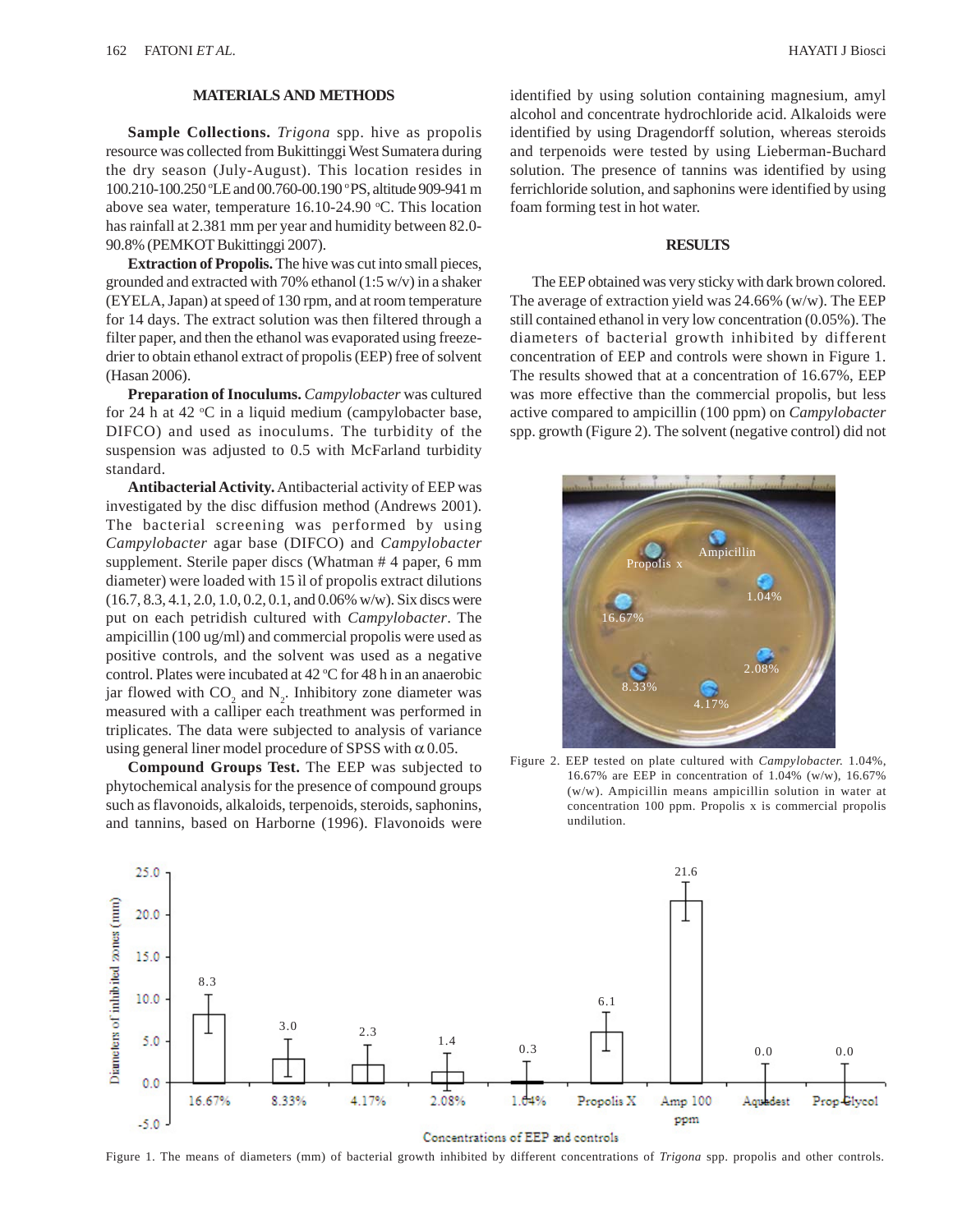## MATERIALS AND METHODS

**Sample Collections.** *Trigona* spp. hive as propolis resource was collected from Bukittinggi West Sumatera during the dry season (July-August). This location resides in 100.210-100.250 °LE and 00.760-00.190 °PS, altitude 909-941 m above sea water, temperature 16.10-24.90 °C. This location has rainfall at 2.381 mm per year and humidity between 82.0-90.8% (PEMKOT Bukittinggi 2007).

**Extraction of Propolis.** The hive was cut into small pieces, grounded and extracted with 70% ethanol (1:5 w/v) in a shaker (EYELA, Japan) at speed of 130 rpm, and at room temperature for 14 days. The extract solution was then filtered through a filter paper, and then the ethanol was evaporated using freeze-drier to obtain ethanol extract of propolis (EEP) free of solvent (Hasan 2006).

**Preparation of Inoculums.** *Campylobacter* was cultured for 24 h at 42 °C in a liquid medium (campylobacter base, DIFCO) and used as inoculums. The turbidity of the suspension was adjusted to 0.5 with McFarland turbidity standard.

**Antibacterial Activity.** Antibacterial activity of EEP was investigated by the disc diffusion method (Andrews 2001). The bacterial screening was performed by using *Campylobacter* agar base (DIFCO) and *Campylobacter* supplement. Sterile paper discs (Whatman # 4 paper, 6 mm diameter) were loaded with 15 ìl of propolis extract dilutions (16.7, 8.3, 4.1, 2.0, 1.0, 0.2, 0.1, and 0.06% w/w). Six discs were put on each petridish cultured with *Campylobacter*. The ampicillin (100 ug/ml) and commercial propolis were used as positive controls, and the solvent was used as a negative control. Plates were incubated at 42 °C for 48 h in an anaerobic jar flowed with $CO_2$ and $N_2$. Inhibitory zone diameter was measured with a calliper each treathment was performed in triplicates. The data were subjected to analysis of variance using general liner model procedure of SPSS with $\alpha$ 0.05.

**Compound Groups Test.** The EEP was subjected to phytochemical analysis for the presence of compound groups such as flavonoids, alkaloids, terpenoids, steroids, saphonins, and tannins, based on Harborne (1996). Flavonoids were identified by using solution containing magnesium, amyl alcohol and concentrate hydrochloride acid. Alkaloids were identified by using Dragendorff solution, whereas steroids and terpenoids were tested by using Lieberman-Buchard solution. The presence of tannins was identified by using ferrichloride solution, and saphonins were identified by using foam forming test in hot water.

## RESULTS

The EEP obtained was very sticky with dark brown colored. The average of extraction yield was 24.66% (w/w). The EEP still contained ethanol in very low concentration (0.05%). The diameters of bacterial growth inhibited by different concentration of EEP and controls were shown in Figure 1. The results showed that at a concentration of 16.67%, EEP was more effective than the commercial propolis, but less active compared to ampicillin (100 ppm) on *Campylobacter* spp. growth (Figure 2). The solvent (negative control) did not

Figure 2. EEP tested on plate cultured with *Campylobacter.* 1.04%, 16.67% are EEP in concentration of 1.04% (w/w), 16.67% (w/w). Ampicillin means ampicillin solution in water at concentration 100 ppm. Propolis x is commercial propolis undilution.

Figure 1. The means of diameters (mm) of bacterial growth inhibited by different concentrations of *Trigona* spp. propolis and other controls.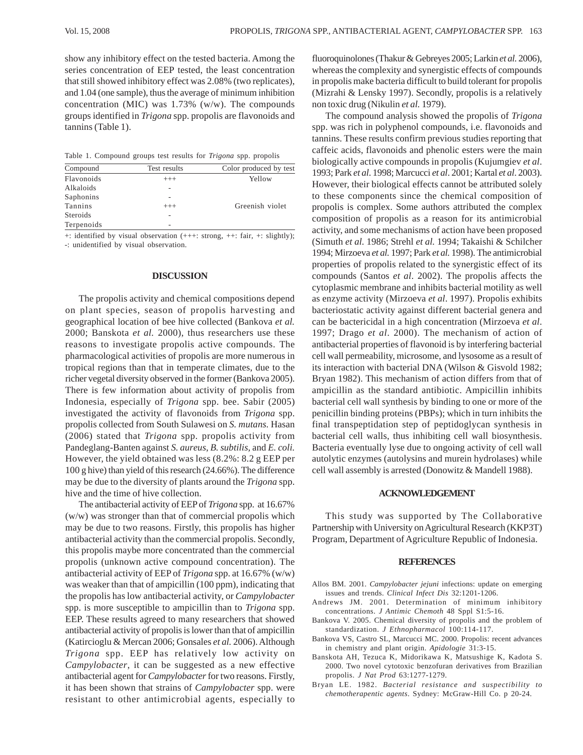show any inhibitory effect on the tested bacteria. Among the series concentration of EEP tested, the least concentration that still showed inhibitory effect was 2.08% (two replicates), and 1.04 (one sample), thus the average of minimum inhibition concentration (MIC) was 1.73% (w/w). The compounds groups identified in *Trigona* spp. propolis are flavonoids and tannins (Table 1).

Table 1. Compound groups test results for *Trigona* spp. propolis

| Compound | Test results | Color produced by test |
|---|---|---|
| Flavonoids | +++ | Yellow |
| Alkaloids | - | |
| Saphonins | - | |
| Tannins | +++ | Greenish violet |
| Steroids | - | |
| Terpenoids | - | |

+: identified by visual observation (+++: strong, ++: fair, +: slightly); -: unidentified by visual observation.

## DISCUSSION

The propolis activity and chemical compositions depend on plant species, season of propolis harvesting and geographical location of bee hive collected (Bankova *et al.* 2000; Banskota *et al.* 2000), thus researchers use these reasons to investigate propolis active compounds. The pharmacological activities of propolis are more numerous in tropical regions than that in temperate climates, due to the richer vegetal diversity observed in the former (Bankova 2005). There is few information about activity of propolis from Indonesia, especially of *Trigona* spp. bee. Sabir (2005) investigated the activity of flavonoids from *Trigona* spp. propolis collected from South Sulawesi on *S. mutans.* Hasan (2006) stated that *Trigona* spp. propolis activity from Pandeglang-Banten against *S. aureus*, *B. subtilis,* and *E. coli.* However, the yield obtained was less (8.2%: 8.2 g EEP per 100 g hive) than yield of this research (24.66%). The difference may be due to the diversity of plants around the *Trigona* spp. hive and the time of hive collection.

The antibacterial activity of EEP of *Trigona* spp. at 16.67% (w/w) was stronger than that of commercial propolis which may be due to two reasons. Firstly, this propolis has higher antibacterial activity than the commercial propolis. Secondly, this propolis maybe more concentrated than the commercial propolis (unknown active compound concentration). The antibacterial activity of EEP of *Trigona* spp. at 16.67% (w/w) was weaker than that of ampicillin (100 ppm), indicating that the propolis has low antibacterial activity, or *Campylobacter* spp. is more susceptible to ampicillin than to *Trigona* spp. EEP. These results agreed to many researchers that showed antibacterial activity of propolis is lower than that of ampicillin (Katircioglu & Mercan 2006; Gonsales *et al.* 2006). Although *Trigona* spp. EEP has relatively low activity on *Campylobacter*, it can be suggested as a new effective antibacterial agent for *Campylobacter* for two reasons. Firstly, it has been shown that strains of *Campylobacter* spp. were resistant to other antimicrobial agents, especially to fluoroquinolones (Thakur & Gebreyes 2005; Larkin *et al.* 2006), whereas the complexity and synergistic effects of compounds in propolis make bacteria difficult to build tolerant for propolis (Mizrahi & Lensky 1997). Secondly, propolis is a relatively non toxic drug (Nikulin *et al.* 1979).

The compound analysis showed the propolis of *Trigona* spp. was rich in polyphenol compounds, i.e. flavonoids and tannins. These results confirm previous studies reporting that caffeic acids, flavonoids and phenolic esters were the main biologically active compounds in propolis (Kujumgiev *et al*. 1993; Park *et al*. 1998; Marcucci *et al*. 2001; Kartal *et al*. 2003). However, their biological effects cannot be attributed solely to these components since the chemical composition of propolis is complex. Some authors attributed the complex composition of propolis as a reason for its antimicrobial activity, and some mechanisms of action have been proposed (Simuth *et al.* 1986; Strehl *et al.* 1994; Takaishi & Schilcher 1994; Mirzoeva *et al.* 1997; Park *et al.* 1998). The antimicrobial properties of propolis related to the synergistic effect of its compounds (Santos *et al*. 2002). The propolis affects the cytoplasmic membrane and inhibits bacterial motility as well as enzyme activity (Mirzoeva *et al*. 1997). Propolis exhibits bacteriostatic activity against different bacterial genera and can be bactericidal in a high concentration (Mirzoeva *et al*. 1997; Drago *et al*. 2000). The mechanism of action of antibacterial properties of flavonoid is by interfering bacterial cell wall permeability, microsome, and lysosome as a result of its interaction with bacterial DNA (Wilson & Gisvold 1982; Bryan 1982). This mechanism of action differs from that of ampicillin as the standard antibiotic. Ampicillin inhibits bacterial cell wall synthesis by binding to one or more of the penicillin binding proteins (PBPs); which in turn inhibits the final transpeptidation step of peptidoglycan synthesis in bacterial cell walls, thus inhibiting cell wall biosynthesis. Bacteria eventually lyse due to ongoing activity of cell wall autolytic enzymes (autolysins and murein hydrolases) while cell wall assembly is arrested (Donowitz & Mandell 1988).

## ACKNOWLEDGEMENT

This study was supported by The Collaborative Partnership with University on Agricultural Research (KKP3T) Program, Department of Agriculture Republic of Indonesia.

## REFERENCES

- Allos BM. 2001. *Campylobacter jejuni* infections: update on emerging issues and trends. *Clinical Infect Dis* 32:1201-1206.
- Andrews JM. 2001. Determination of minimum inhibitory concentrations. *J Antimic Chemoth* 48 Sppl S1:5-16.
- Bankova V. 2005. Chemical diversity of propolis and the problem of standardization. *J Ethnopharmacol* 100:114-117.
- Bankova VS, Castro SL, Marcucci MC. 2000. Propolis: recent advances in chemistry and plant origin. *Apidologie* 31:3-15.
- Banskota AH, Tezuca K, Midorikawa K, Matsushige K, Kadota S. 2000. Two novel cytotoxic benzofuran derivatives from Brazilian propolis. *J Nat Prod* 63:1277-1279.
- Bryan LE. 1982. *Bacterial resistance and suspectibility to chemotherapentic agents*. Sydney: McGraw-Hill Co. p 20-24.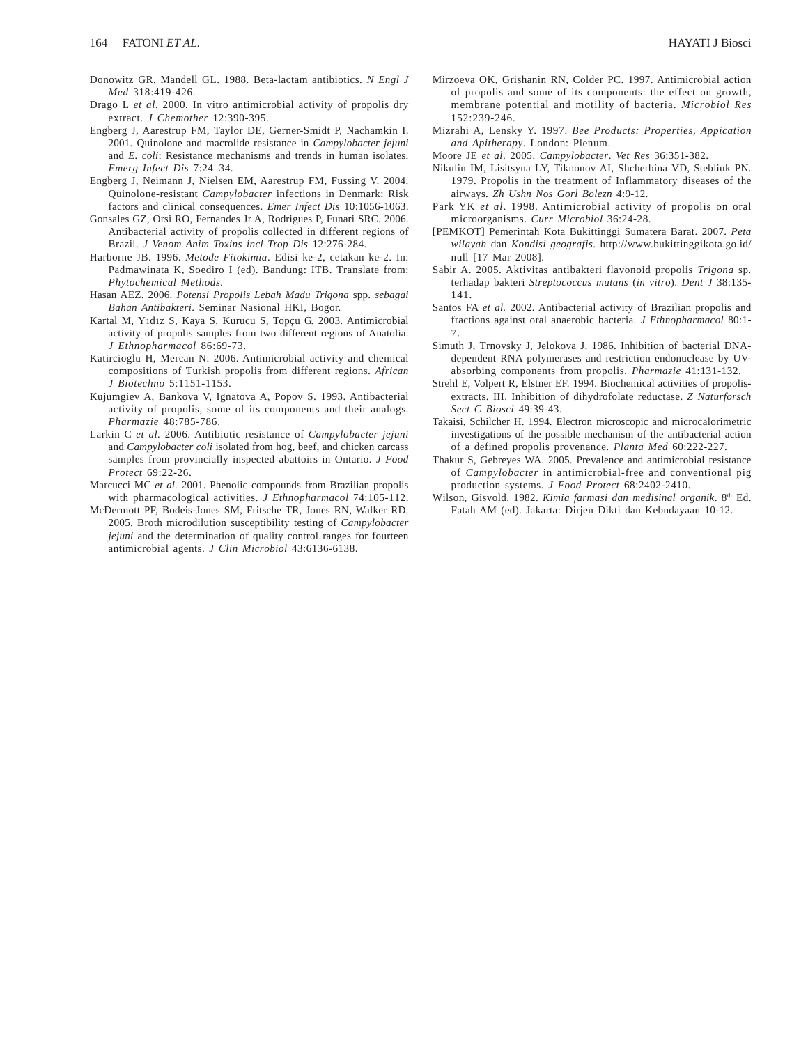Donowitz GR, Mandell GL. 1988. Beta-lactam antibiotics. *N Engl J Med* 318:419-426.

Drago L *et al*. 2000. In vitro antimicrobial activity of propolis dry extract. *J Chemother* 12:390-395.

Engberg J, Aarestrup FM, Taylor DE, Gerner-Smidt P, Nachamkin I. 2001. Quinolone and macrolide resistance in *Campylobacter jejuni* and *E. coli*: Resistance mechanisms and trends in human isolates. *Emerg Infect Dis* 7:24–34.

Engberg J, Neimann J, Nielsen EM, Aarestrup FM, Fussing V. 2004. Quinolone-resistant *Campylobacter* infections in Denmark: Risk factors and clinical consequences. *Emer Infect Dis* 10:1056-1063.

Gonsales GZ, Orsi RO, Fernandes Jr A, Rodrigues P, Funari SRC. 2006. Antibacterial activity of propolis collected in different regions of Brazil. *J Venom Anim Toxins incl Trop Dis* 12:276-284.

Harborne JB. 1996. *Metode Fitokimia*. Edisi ke-2, cetakan ke-2. In: Padmawinata K, Soediro I (ed). Bandung: ITB. Translate from: *Phytochemical Methods*.

Hasan AEZ. 2006. *Potensi Propolis Lebah Madu Trigona* spp. *sebagai Bahan Antibakteri*. Seminar Nasional HKI, Bogor.

Kartal M, Yıdız S, Kaya S, Kurucu S, Topçu G. 2003. Antimicrobial activity of propolis samples from two different regions of Anatolia. *J Ethnopharmacol* 86:69-73.

Katircioglu H, Mercan N. 2006. Antimicrobial activity and chemical compositions of Turkish propolis from different regions. *African J Biotechno* 5:1151-1153.

Kujumgiev A, Bankova V, Ignatova A, Popov S. 1993. Antibacterial activity of propolis, some of its components and their analogs. *Pharmazie* 48:785-786.

Larkin C *et al.* 2006. Antibiotic resistance of *Campylobacter jejuni* and *Campylobacter coli* isolated from hog, beef, and chicken carcass samples from provincially inspected abattoirs in Ontario. *J Food Protect* 69:22-26.

Marcucci MC *et al.* 2001. Phenolic compounds from Brazilian propolis with pharmacological activities. *J Ethnopharmacol* 74:105-112.

McDermott PF, Bodeis-Jones SM, Fritsche TR, Jones RN, Walker RD. 2005. Broth microdilution susceptibility testing of *Campylobacter jejuni* and the determination of quality control ranges for fourteen antimicrobial agents. *J Clin Microbiol* 43:6136-6138.

Mirzoeva OK, Grishanin RN, Colder PC. 1997. Antimicrobial action of propolis and some of its components: the effect on growth, membrane potential and motility of bacteria. *Microbiol Res* 152:239-246.

Mizrahi A, Lensky Y. 1997. *Bee Products: Properties, Appication and Apitherapy*. London: Plenum.

Moore JE *et al*. 2005. *Campylobacter*. *Vet Res* 36:351-382.

Nikulin IM, Lisitsyna LY, Tiknonov AI, Shcherbina VD, Stebliuk PN. 1979. Propolis in the treatment of Inflammatory diseases of the airways. *Zh Ushn Nos Gorl Bolezn* 4:9-12.

Park YK *et al*. 1998. Antimicrobial activity of propolis on oral microorganisms. *Curr Microbiol* 36:24-28.

[PEMKOT] Pemerintah Kota Bukittinggi Sumatera Barat. 2007. *Peta wilayah* dan *Kondisi geografis*. http://www.bukittinggikota.go.id/null [17 Mar 2008].

Sabir A. 2005. Aktivitas antibakteri flavonoid propolis *Trigona* sp. terhadap bakteri *Streptococcus mutans* (*in vitro*). *Dent J* 38:135-141.

Santos FA *et al.* 2002. Antibacterial activity of Brazilian propolis and fractions against oral anaerobic bacteria. *J Ethnopharmacol* 80:1-7.

Simuth J, Trnovsky J, Jelokova J. 1986. Inhibition of bacterial DNA-dependent RNA polymerases and restriction endonuclease by UV-absorbing components from propolis. *Pharmazie* 41:131-132.

Strehl E, Volpert R, Elstner EF. 1994. Biochemical activities of propolis-extracts. III. Inhibition of dihydrofolate reductase. *Z Naturforsch Sect C Biosci* 49:39-43.

Takaisi, Schilcher H. 1994. Electron microscopic and microcalorimetric investigations of the possible mechanism of the antibacterial action of a defined propolis provenance. *Planta Med* 60:222-227.

Thakur S, Gebreyes WA. 2005. Prevalence and antimicrobial resistance of *Campylobacter* in antimicrobial-free and conventional pig production systems. *J Food Protect* 68:2402-2410.

Wilson, Gisvold. 1982. *Kimia farmasi dan medisinal organik*. 8th Ed. Fatah AM (ed). Jakarta: Dirjen Dikti dan Kebudayaan 10-12.